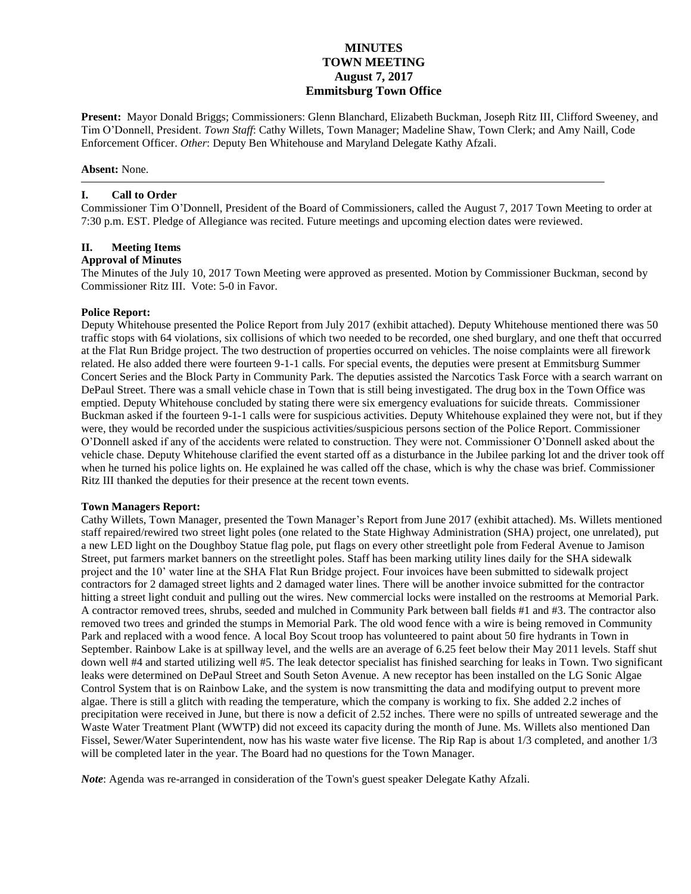# MINUTES
# TOWN MEETING
# August 7, 2017
# Emmitsburg Town Office

**Present:** Mayor Donald Briggs; Commissioners: Glenn Blanchard, Elizabeth Buckman, Joseph Ritz III, Clifford Sweeney, and Tim O'Donnell, President. *Town Staff*: Cathy Willets, Town Manager; Madeline Shaw, Town Clerk; and Amy Naill, Code Enforcement Officer. *Other*: Deputy Ben Whitehouse and Maryland Delegate Kathy Afzali.

**Absent:** None.

---

## I. Call to Order

Commissioner Tim O'Donnell, President of the Board of Commissioners, called the August 7, 2017 Town Meeting to order at 7:30 p.m. EST. Pledge of Allegiance was recited. Future meetings and upcoming election dates were reviewed.

## II. Meeting Items

### Approval of Minutes

The Minutes of the July 10, 2017 Town Meeting were approved as presented. Motion by Commissioner Buckman, second by Commissioner Ritz III. Vote: 5-0 in Favor.

### Police Report:

Deputy Whitehouse presented the Police Report from July 2017 (exhibit attached). Deputy Whitehouse mentioned there was 50 traffic stops with 64 violations, six collisions of which two needed to be recorded, one shed burglary, and one theft that occurred at the Flat Run Bridge project. The two destruction of properties occurred on vehicles. The noise complaints were all firework related. He also added there were fourteen 9-1-1 calls. For special events, the deputies were present at Emmitsburg Summer Concert Series and the Block Party in Community Park. The deputies assisted the Narcotics Task Force with a search warrant on DePaul Street. There was a small vehicle chase in Town that is still being investigated. The drug box in the Town Office was emptied. Deputy Whitehouse concluded by stating there were six emergency evaluations for suicide threats. Commissioner Buckman asked if the fourteen 9-1-1 calls were for suspicious activities. Deputy Whitehouse explained they were not, but if they were, they would be recorded under the suspicious activities/suspicious persons section of the Police Report. Commissioner O'Donnell asked if any of the accidents were related to construction. They were not. Commissioner O'Donnell asked about the vehicle chase. Deputy Whitehouse clarified the event started off as a disturbance in the Jubilee parking lot and the driver took off when he turned his police lights on. He explained he was called off the chase, which is why the chase was brief. Commissioner Ritz III thanked the deputies for their presence at the recent town events.

### Town Managers Report:

Cathy Willets, Town Manager, presented the Town Manager's Report from June 2017 (exhibit attached). Ms. Willets mentioned staff repaired/rewired two street light poles (one related to the State Highway Administration (SHA) project, one unrelated), put a new LED light on the Doughboy Statue flag pole, put flags on every other streetlight pole from Federal Avenue to Jamison Street, put farmers market banners on the streetlight poles. Staff has been marking utility lines daily for the SHA sidewalk project and the 10' water line at the SHA Flat Run Bridge project. Four invoices have been submitted to sidewalk project contractors for 2 damaged street lights and 2 damaged water lines. There will be another invoice submitted for the contractor hitting a street light conduit and pulling out the wires. New commercial locks were installed on the restrooms at Memorial Park. A contractor removed trees, shrubs, seeded and mulched in Community Park between ball fields #1 and #3. The contractor also removed two trees and grinded the stumps in Memorial Park. The old wood fence with a wire is being removed in Community Park and replaced with a wood fence. A local Boy Scout troop has volunteered to paint about 50 fire hydrants in Town in September. Rainbow Lake is at spillway level, and the wells are an average of 6.25 feet below their May 2011 levels. Staff shut down well #4 and started utilizing well #5. The leak detector specialist has finished searching for leaks in Town. Two significant leaks were determined on DePaul Street and South Seton Avenue. A new receptor has been installed on the LG Sonic Algae Control System that is on Rainbow Lake, and the system is now transmitting the data and modifying output to prevent more algae. There is still a glitch with reading the temperature, which the company is working to fix. She added 2.2 inches of precipitation were received in June, but there is now a deficit of 2.52 inches. There were no spills of untreated sewerage and the Waste Water Treatment Plant (WWTP) did not exceed its capacity during the month of June. Ms. Willets also mentioned Dan Fissel, Sewer/Water Superintendent, now has his waste water five license. The Rip Rap is about 1/3 completed, and another 1/3 will be completed later in the year. The Board had no questions for the Town Manager.

***Note***: Agenda was re-arranged in consideration of the Town's guest speaker Delegate Kathy Afzali.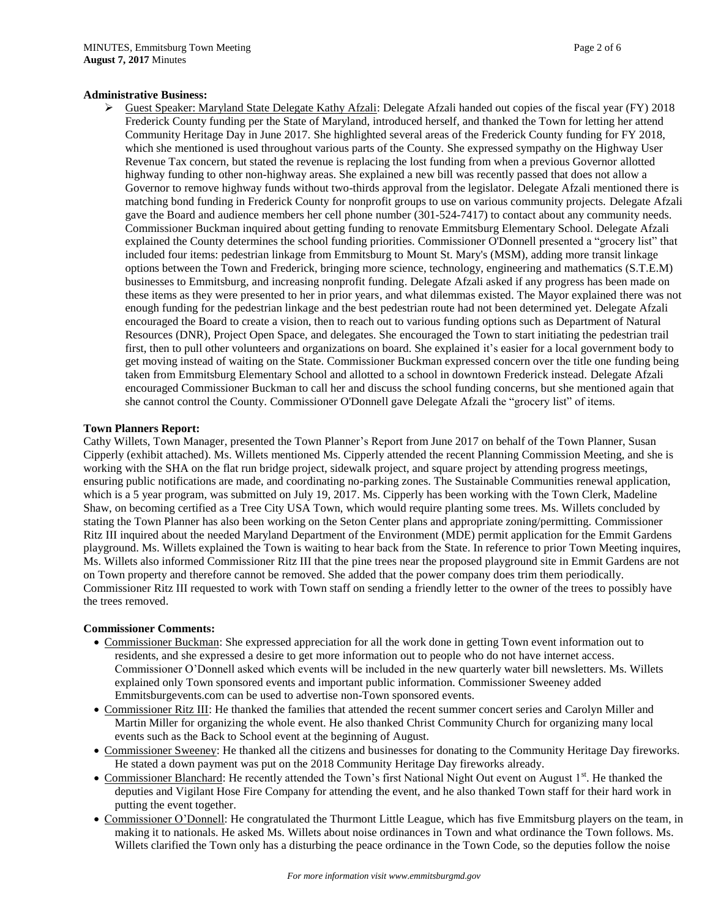**Administrative Business:**

- Guest Speaker: Maryland State Delegate Kathy Afzali: Delegate Afzali handed out copies of the fiscal year (FY) 2018 Frederick County funding per the State of Maryland, introduced herself, and thanked the Town for letting her attend Community Heritage Day in June 2017. She highlighted several areas of the Frederick County funding for FY 2018, which she mentioned is used throughout various parts of the County. She expressed sympathy on the Highway User Revenue Tax concern, but stated the revenue is replacing the lost funding from when a previous Governor allotted highway funding to other non-highway areas. She explained a new bill was recently passed that does not allow a Governor to remove highway funds without two-thirds approval from the legislator. Delegate Afzali mentioned there is matching bond funding in Frederick County for nonprofit groups to use on various community projects. Delegate Afzali gave the Board and audience members her cell phone number (301-524-7417) to contact about any community needs. Commissioner Buckman inquired about getting funding to renovate Emmitsburg Elementary School. Delegate Afzali explained the County determines the school funding priorities. Commissioner O'Donnell presented a "grocery list" that included four items: pedestrian linkage from Emmitsburg to Mount St. Mary's (MSM), adding more transit linkage options between the Town and Frederick, bringing more science, technology, engineering and mathematics (S.T.E.M) businesses to Emmitsburg, and increasing nonprofit funding. Delegate Afzali asked if any progress has been made on these items as they were presented to her in prior years, and what dilemmas existed. The Mayor explained there was not enough funding for the pedestrian linkage and the best pedestrian route had not been determined yet. Delegate Afzali encouraged the Board to create a vision, then to reach out to various funding options such as Department of Natural Resources (DNR), Project Open Space, and delegates. She encouraged the Town to start initiating the pedestrian trail first, then to pull other volunteers and organizations on board. She explained it's easier for a local government body to get moving instead of waiting on the State. Commissioner Buckman expressed concern over the title one funding being taken from Emmitsburg Elementary School and allotted to a school in downtown Frederick instead. Delegate Afzali encouraged Commissioner Buckman to call her and discuss the school funding concerns, but she mentioned again that she cannot control the County. Commissioner O'Donnell gave Delegate Afzali the "grocery list" of items.

**Town Planners Report:**

Cathy Willets, Town Manager, presented the Town Planner's Report from June 2017 on behalf of the Town Planner, Susan Cipperly (exhibit attached). Ms. Willets mentioned Ms. Cipperly attended the recent Planning Commission Meeting, and she is working with the SHA on the flat run bridge project, sidewalk project, and square project by attending progress meetings, ensuring public notifications are made, and coordinating no-parking zones. The Sustainable Communities renewal application, which is a 5 year program, was submitted on July 19, 2017. Ms. Cipperly has been working with the Town Clerk, Madeline Shaw, on becoming certified as a Tree City USA Town, which would require planting some trees. Ms. Willets concluded by stating the Town Planner has also been working on the Seton Center plans and appropriate zoning/permitting. Commissioner Ritz III inquired about the needed Maryland Department of the Environment (MDE) permit application for the Emmit Gardens playground. Ms. Willets explained the Town is waiting to hear back from the State. In reference to prior Town Meeting inquires, Ms. Willets also informed Commissioner Ritz III that the pine trees near the proposed playground site in Emmit Gardens are not on Town property and therefore cannot be removed. She added that the power company does trim them periodically. Commissioner Ritz III requested to work with Town staff on sending a friendly letter to the owner of the trees to possibly have the trees removed.

**Commissioner Comments:**

- Commissioner Buckman: She expressed appreciation for all the work done in getting Town event information out to residents, and she expressed a desire to get more information out to people who do not have internet access. Commissioner O'Donnell asked which events will be included in the new quarterly water bill newsletters. Ms. Willets explained only Town sponsored events and important public information. Commissioner Sweeney added Emmitsburgevents.com can be used to advertise non-Town sponsored events.
- Commissioner Ritz III: He thanked the families that attended the recent summer concert series and Carolyn Miller and Martin Miller for organizing the whole event. He also thanked Christ Community Church for organizing many local events such as the Back to School event at the beginning of August.
- Commissioner Sweeney: He thanked all the citizens and businesses for donating to the Community Heritage Day fireworks. He stated a down payment was put on the 2018 Community Heritage Day fireworks already.
- Commissioner Blanchard: He recently attended the Town's first National Night Out event on August 1st. He thanked the deputies and Vigilant Hose Fire Company for attending the event, and he also thanked Town staff for their hard work in putting the event together.
- Commissioner O'Donnell: He congratulated the Thurmont Little League, which has five Emmitsburg players on the team, in making it to nationals. He asked Ms. Willets about noise ordinances in Town and what ordinance the Town follows. Ms. Willets clarified the Town only has a disturbing the peace ordinance in the Town Code, so the deputies follow the noise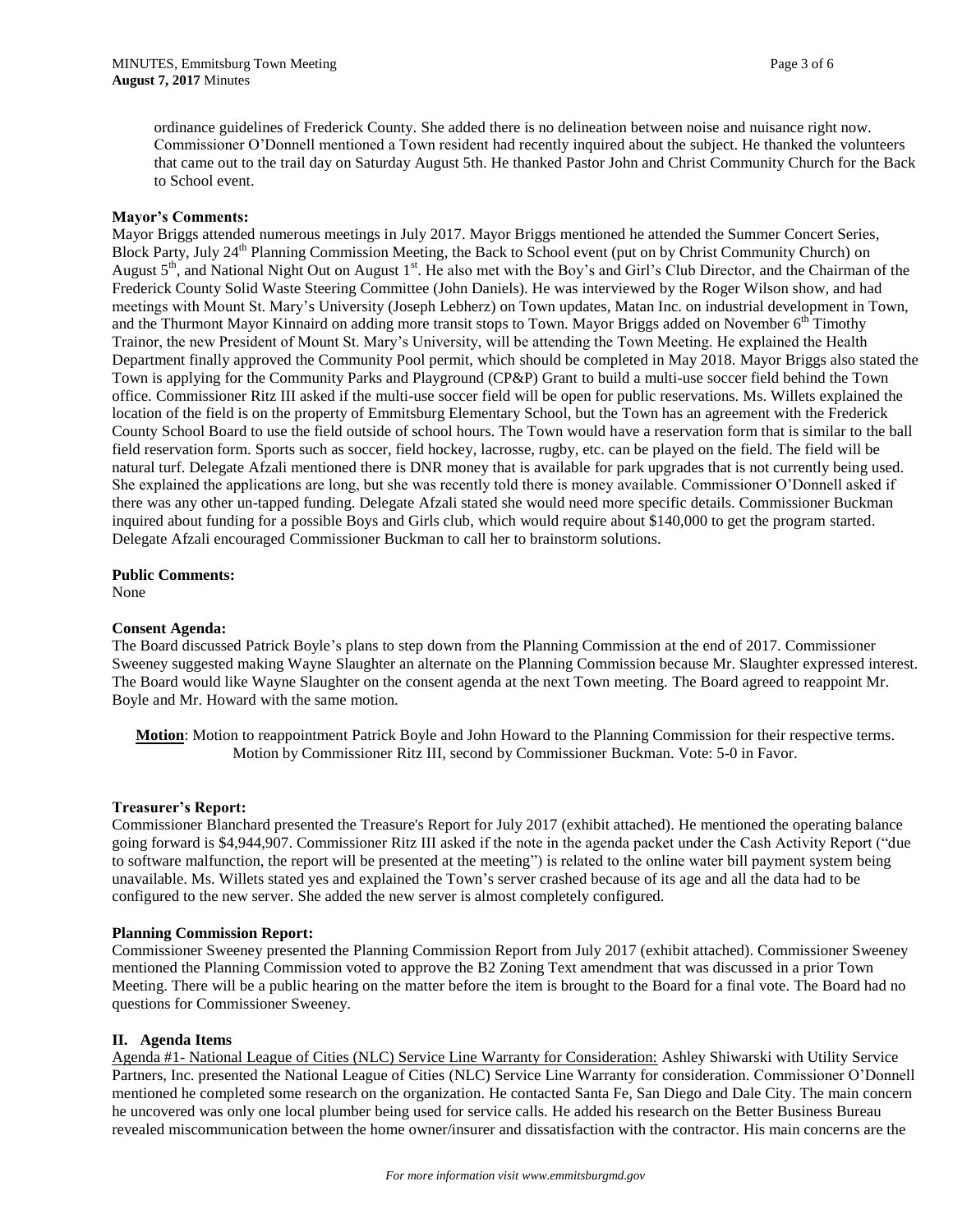ordinance guidelines of Frederick County. She added there is no delineation between noise and nuisance right now. Commissioner O'Donnell mentioned a Town resident had recently inquired about the subject. He thanked the volunteers that came out to the trail day on Saturday August 5th. He thanked Pastor John and Christ Community Church for the Back to School event.

**Mayor's Comments:**

Mayor Briggs attended numerous meetings in July 2017. Mayor Briggs mentioned he attended the Summer Concert Series, Block Party, July 24th Planning Commission Meeting, the Back to School event (put on by Christ Community Church) on August 5th, and National Night Out on August 1st. He also met with the Boy's and Girl's Club Director, and the Chairman of the Frederick County Solid Waste Steering Committee (John Daniels). He was interviewed by the Roger Wilson show, and had meetings with Mount St. Mary's University (Joseph Lebherz) on Town updates, Matan Inc. on industrial development in Town, and the Thurmont Mayor Kinnaird on adding more transit stops to Town. Mayor Briggs added on November 6th Timothy Trainor, the new President of Mount St. Mary's University, will be attending the Town Meeting. He explained the Health Department finally approved the Community Pool permit, which should be completed in May 2018. Mayor Briggs also stated the Town is applying for the Community Parks and Playground (CP&P) Grant to build a multi-use soccer field behind the Town office. Commissioner Ritz III asked if the multi-use soccer field will be open for public reservations. Ms. Willets explained the location of the field is on the property of Emmitsburg Elementary School, but the Town has an agreement with the Frederick County School Board to use the field outside of school hours. The Town would have a reservation form that is similar to the ball field reservation form. Sports such as soccer, field hockey, lacrosse, rugby, etc. can be played on the field. The field will be natural turf. Delegate Afzali mentioned there is DNR money that is available for park upgrades that is not currently being used. She explained the applications are long, but she was recently told there is money available. Commissioner O'Donnell asked if there was any other un-tapped funding. Delegate Afzali stated she would need more specific details. Commissioner Buckman inquired about funding for a possible Boys and Girls club, which would require about $140,000 to get the program started. Delegate Afzali encouraged Commissioner Buckman to call her to brainstorm solutions.

**Public Comments:**

None

**Consent Agenda:**

The Board discussed Patrick Boyle's plans to step down from the Planning Commission at the end of 2017. Commissioner Sweeney suggested making Wayne Slaughter an alternate on the Planning Commission because Mr. Slaughter expressed interest. The Board would like Wayne Slaughter on the consent agenda at the next Town meeting. The Board agreed to reappoint Mr. Boyle and Mr. Howard with the same motion.

**Motion**: Motion to reappointment Patrick Boyle and John Howard to the Planning Commission for their respective terms. Motion by Commissioner Ritz III, second by Commissioner Buckman. Vote: 5-0 in Favor.

**Treasurer's Report:**

Commissioner Blanchard presented the Treasure's Report for July 2017 (exhibit attached). He mentioned the operating balance going forward is $4,944,907. Commissioner Ritz III asked if the note in the agenda packet under the Cash Activity Report ("due to software malfunction, the report will be presented at the meeting") is related to the online water bill payment system being unavailable. Ms. Willets stated yes and explained the Town's server crashed because of its age and all the data had to be configured to the new server. She added the new server is almost completely configured.

**Planning Commission Report:**

Commissioner Sweeney presented the Planning Commission Report from July 2017 (exhibit attached). Commissioner Sweeney mentioned the Planning Commission voted to approve the B2 Zoning Text amendment that was discussed in a prior Town Meeting. There will be a public hearing on the matter before the item is brought to the Board for a final vote. The Board had no questions for Commissioner Sweeney.

## II. Agenda Items

Agenda #1- National League of Cities (NLC) Service Line Warranty for Consideration: Ashley Shiwarski with Utility Service Partners, Inc. presented the National League of Cities (NLC) Service Line Warranty for consideration. Commissioner O'Donnell mentioned he completed some research on the organization. He contacted Santa Fe, San Diego and Dale City. The main concern he uncovered was only one local plumber being used for service calls. He added his research on the Better Business Bureau revealed miscommunication between the home owner/insurer and dissatisfaction with the contractor. His main concerns are the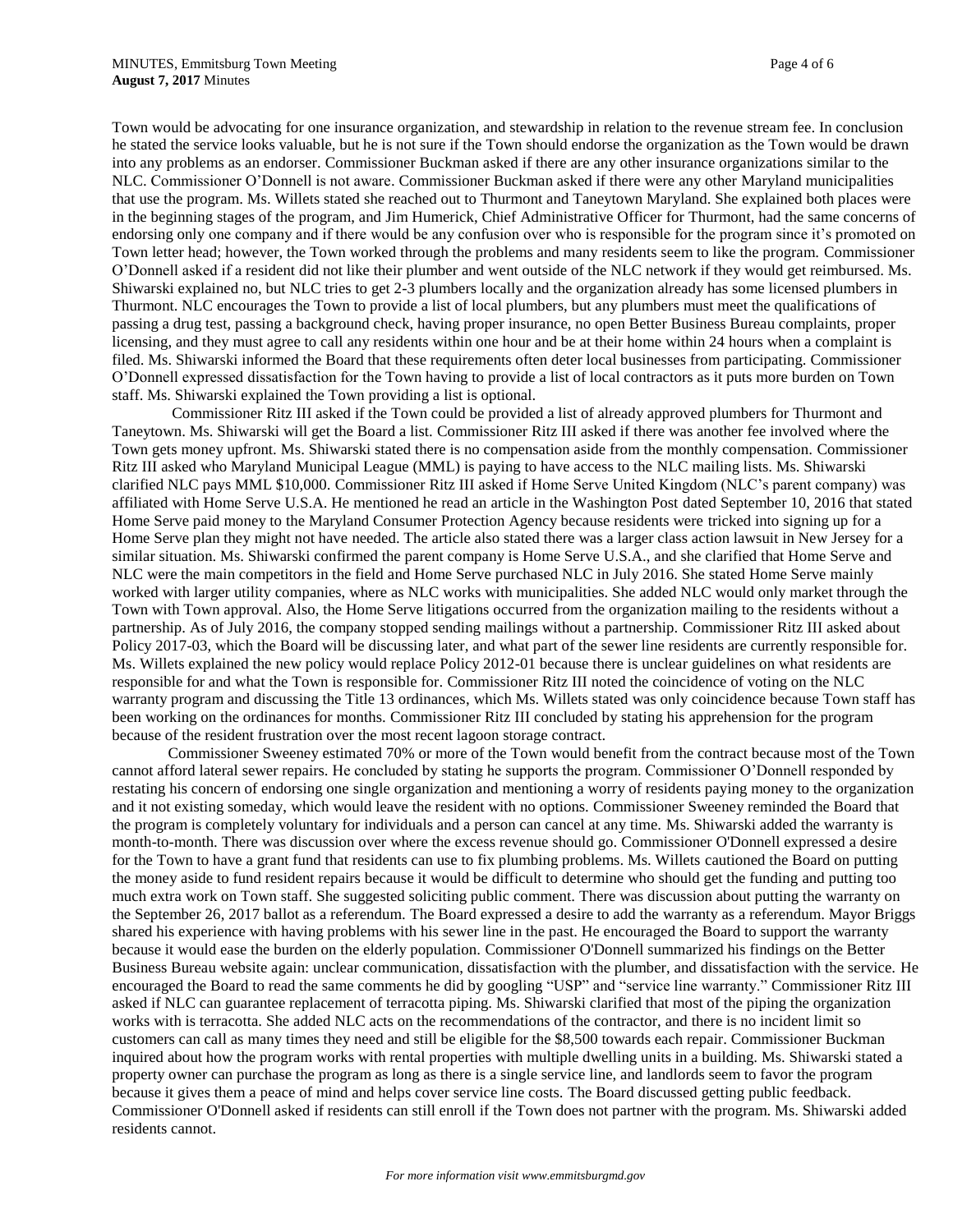Town would be advocating for one insurance organization, and stewardship in relation to the revenue stream fee. In conclusion he stated the service looks valuable, but he is not sure if the Town should endorse the organization as the Town would be drawn into any problems as an endorser. Commissioner Buckman asked if there are any other insurance organizations similar to the NLC. Commissioner O'Donnell is not aware. Commissioner Buckman asked if there were any other Maryland municipalities that use the program. Ms. Willets stated she reached out to Thurmont and Taneytown Maryland. She explained both places were in the beginning stages of the program, and Jim Humerick, Chief Administrative Officer for Thurmont, had the same concerns of endorsing only one company and if there would be any confusion over who is responsible for the program since it's promoted on Town letter head; however, the Town worked through the problems and many residents seem to like the program. Commissioner O'Donnell asked if a resident did not like their plumber and went outside of the NLC network if they would get reimbursed. Ms. Shiwarski explained no, but NLC tries to get 2-3 plumbers locally and the organization already has some licensed plumbers in Thurmont. NLC encourages the Town to provide a list of local plumbers, but any plumbers must meet the qualifications of passing a drug test, passing a background check, having proper insurance, no open Better Business Bureau complaints, proper licensing, and they must agree to call any residents within one hour and be at their home within 24 hours when a complaint is filed. Ms. Shiwarski informed the Board that these requirements often deter local businesses from participating. Commissioner O'Donnell expressed dissatisfaction for the Town having to provide a list of local contractors as it puts more burden on Town staff. Ms. Shiwarski explained the Town providing a list is optional.

Commissioner Ritz III asked if the Town could be provided a list of already approved plumbers for Thurmont and Taneytown. Ms. Shiwarski will get the Board a list. Commissioner Ritz III asked if there was another fee involved where the Town gets money upfront. Ms. Shiwarski stated there is no compensation aside from the monthly compensation. Commissioner Ritz III asked who Maryland Municipal League (MML) is paying to have access to the NLC mailing lists. Ms. Shiwarski clarified NLC pays MML $10,000. Commissioner Ritz III asked if Home Serve United Kingdom (NLC's parent company) was affiliated with Home Serve U.S.A. He mentioned he read an article in the Washington Post dated September 10, 2016 that stated Home Serve paid money to the Maryland Consumer Protection Agency because residents were tricked into signing up for a Home Serve plan they might not have needed. The article also stated there was a larger class action lawsuit in New Jersey for a similar situation. Ms. Shiwarski confirmed the parent company is Home Serve U.S.A., and she clarified that Home Serve and NLC were the main competitors in the field and Home Serve purchased NLC in July 2016. She stated Home Serve mainly worked with larger utility companies, where as NLC works with municipalities. She added NLC would only market through the Town with Town approval. Also, the Home Serve litigations occurred from the organization mailing to the residents without a partnership. As of July 2016, the company stopped sending mailings without a partnership. Commissioner Ritz III asked about Policy 2017-03, which the Board will be discussing later, and what part of the sewer line residents are currently responsible for. Ms. Willets explained the new policy would replace Policy 2012-01 because there is unclear guidelines on what residents are responsible for and what the Town is responsible for. Commissioner Ritz III noted the coincidence of voting on the NLC warranty program and discussing the Title 13 ordinances, which Ms. Willets stated was only coincidence because Town staff has been working on the ordinances for months. Commissioner Ritz III concluded by stating his apprehension for the program because of the resident frustration over the most recent lagoon storage contract.

Commissioner Sweeney estimated 70% or more of the Town would benefit from the contract because most of the Town cannot afford lateral sewer repairs. He concluded by stating he supports the program. Commissioner O'Donnell responded by restating his concern of endorsing one single organization and mentioning a worry of residents paying money to the organization and it not existing someday, which would leave the resident with no options. Commissioner Sweeney reminded the Board that the program is completely voluntary for individuals and a person can cancel at any time. Ms. Shiwarski added the warranty is month-to-month. There was discussion over where the excess revenue should go. Commissioner O'Donnell expressed a desire for the Town to have a grant fund that residents can use to fix plumbing problems. Ms. Willets cautioned the Board on putting the money aside to fund resident repairs because it would be difficult to determine who should get the funding and putting too much extra work on Town staff. She suggested soliciting public comment. There was discussion about putting the warranty on the September 26, 2017 ballot as a referendum. The Board expressed a desire to add the warranty as a referendum. Mayor Briggs shared his experience with having problems with his sewer line in the past. He encouraged the Board to support the warranty because it would ease the burden on the elderly population. Commissioner O'Donnell summarized his findings on the Better Business Bureau website again: unclear communication, dissatisfaction with the plumber, and dissatisfaction with the service. He encouraged the Board to read the same comments he did by googling "USP" and "service line warranty." Commissioner Ritz III asked if NLC can guarantee replacement of terracotta piping. Ms. Shiwarski clarified that most of the piping the organization works with is terracotta. She added NLC acts on the recommendations of the contractor, and there is no incident limit so customers can call as many times they need and still be eligible for the $8,500 towards each repair. Commissioner Buckman inquired about how the program works with rental properties with multiple dwelling units in a building. Ms. Shiwarski stated a property owner can purchase the program as long as there is a single service line, and landlords seem to favor the program because it gives them a peace of mind and helps cover service line costs. The Board discussed getting public feedback. Commissioner O'Donnell asked if residents can still enroll if the Town does not partner with the program. Ms. Shiwarski added residents cannot.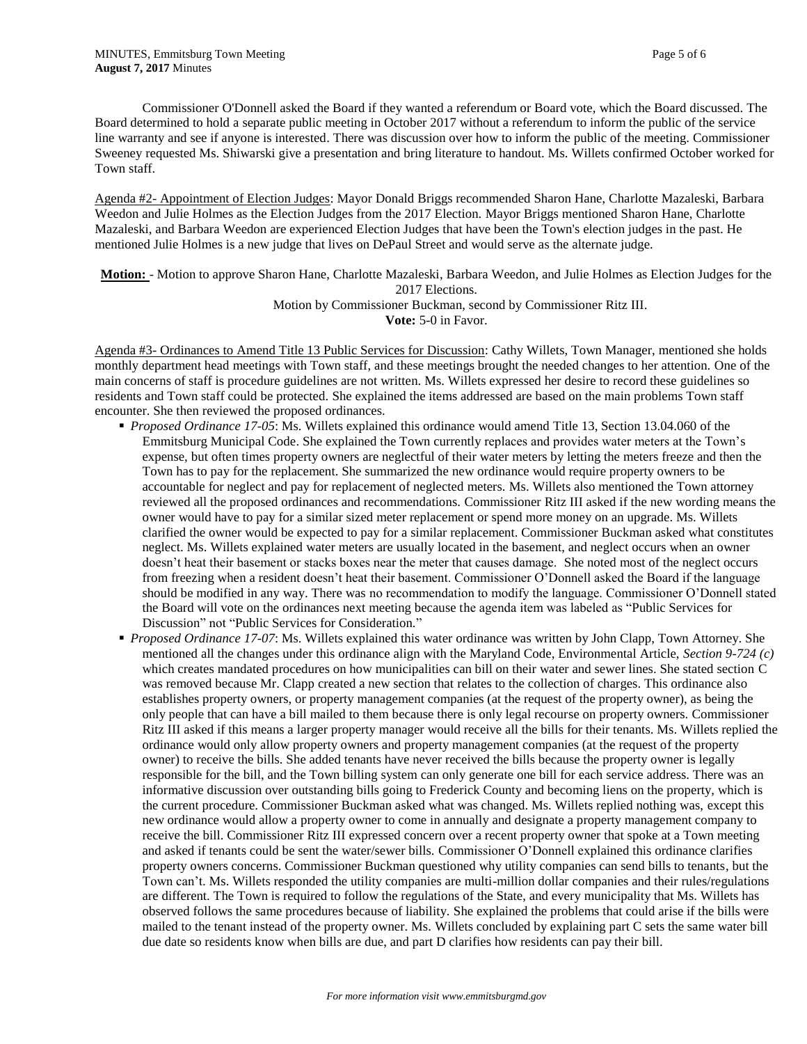Commissioner O'Donnell asked the Board if they wanted a referendum or Board vote, which the Board discussed. The Board determined to hold a separate public meeting in October 2017 without a referendum to inform the public of the service line warranty and see if anyone is interested. There was discussion over how to inform the public of the meeting. Commissioner Sweeney requested Ms. Shiwarski give a presentation and bring literature to handout. Ms. Willets confirmed October worked for Town staff.

Agenda #2- Appointment of Election Judges: Mayor Donald Briggs recommended Sharon Hane, Charlotte Mazaleski, Barbara Weedon and Julie Holmes as the Election Judges from the 2017 Election. Mayor Briggs mentioned Sharon Hane, Charlotte Mazaleski, and Barbara Weedon are experienced Election Judges that have been the Town's election judges in the past. He mentioned Julie Holmes is a new judge that lives on DePaul Street and would serve as the alternate judge.

**Motion:** - Motion to approve Sharon Hane, Charlotte Mazaleski, Barbara Weedon, and Julie Holmes as Election Judges for the 2017 Elections.
Motion by Commissioner Buckman, second by Commissioner Ritz III.
**Vote:** 5-0 in Favor.

Agenda #3- Ordinances to Amend Title 13 Public Services for Discussion: Cathy Willets, Town Manager, mentioned she holds monthly department head meetings with Town staff, and these meetings brought the needed changes to her attention. One of the main concerns of staff is procedure guidelines are not written. Ms. Willets expressed her desire to record these guidelines so residents and Town staff could be protected. She explained the items addressed are based on the main problems Town staff encounter. She then reviewed the proposed ordinances.

- *Proposed Ordinance 17-05*: Ms. Willets explained this ordinance would amend Title 13, Section 13.04.060 of the Emmitsburg Municipal Code. She explained the Town currently replaces and provides water meters at the Town's expense, but often times property owners are neglectful of their water meters by letting the meters freeze and then the Town has to pay for the replacement. She summarized the new ordinance would require property owners to be accountable for neglect and pay for replacement of neglected meters. Ms. Willets also mentioned the Town attorney reviewed all the proposed ordinances and recommendations. Commissioner Ritz III asked if the new wording means the owner would have to pay for a similar sized meter replacement or spend more money on an upgrade. Ms. Willets clarified the owner would be expected to pay for a similar replacement. Commissioner Buckman asked what constitutes neglect. Ms. Willets explained water meters are usually located in the basement, and neglect occurs when an owner doesn't heat their basement or stacks boxes near the meter that causes damage. She noted most of the neglect occurs from freezing when a resident doesn't heat their basement. Commissioner O'Donnell asked the Board if the language should be modified in any way. There was no recommendation to modify the language. Commissioner O'Donnell stated the Board will vote on the ordinances next meeting because the agenda item was labeled as "Public Services for Discussion" not "Public Services for Consideration."
- *Proposed Ordinance 17-07*: Ms. Willets explained this water ordinance was written by John Clapp, Town Attorney. She mentioned all the changes under this ordinance align with the Maryland Code, Environmental Article, *Section 9-724 (c)* which creates mandated procedures on how municipalities can bill on their water and sewer lines. She stated section C was removed because Mr. Clapp created a new section that relates to the collection of charges. This ordinance also establishes property owners, or property management companies (at the request of the property owner), as being the only people that can have a bill mailed to them because there is only legal recourse on property owners. Commissioner Ritz III asked if this means a larger property manager would receive all the bills for their tenants. Ms. Willets replied the ordinance would only allow property owners and property management companies (at the request of the property owner) to receive the bills. She added tenants have never received the bills because the property owner is legally responsible for the bill, and the Town billing system can only generate one bill for each service address. There was an informative discussion over outstanding bills going to Frederick County and becoming liens on the property, which is the current procedure. Commissioner Buckman asked what was changed. Ms. Willets replied nothing was, except this new ordinance would allow a property owner to come in annually and designate a property management company to receive the bill. Commissioner Ritz III expressed concern over a recent property owner that spoke at a Town meeting and asked if tenants could be sent the water/sewer bills. Commissioner O'Donnell explained this ordinance clarifies property owners concerns. Commissioner Buckman questioned why utility companies can send bills to tenants, but the Town can't. Ms. Willets responded the utility companies are multi-million dollar companies and their rules/regulations are different. The Town is required to follow the regulations of the State, and every municipality that Ms. Willets has observed follows the same procedures because of liability. She explained the problems that could arise if the bills were mailed to the tenant instead of the property owner. Ms. Willets concluded by explaining part C sets the same water bill due date so residents know when bills are due, and part D clarifies how residents can pay their bill.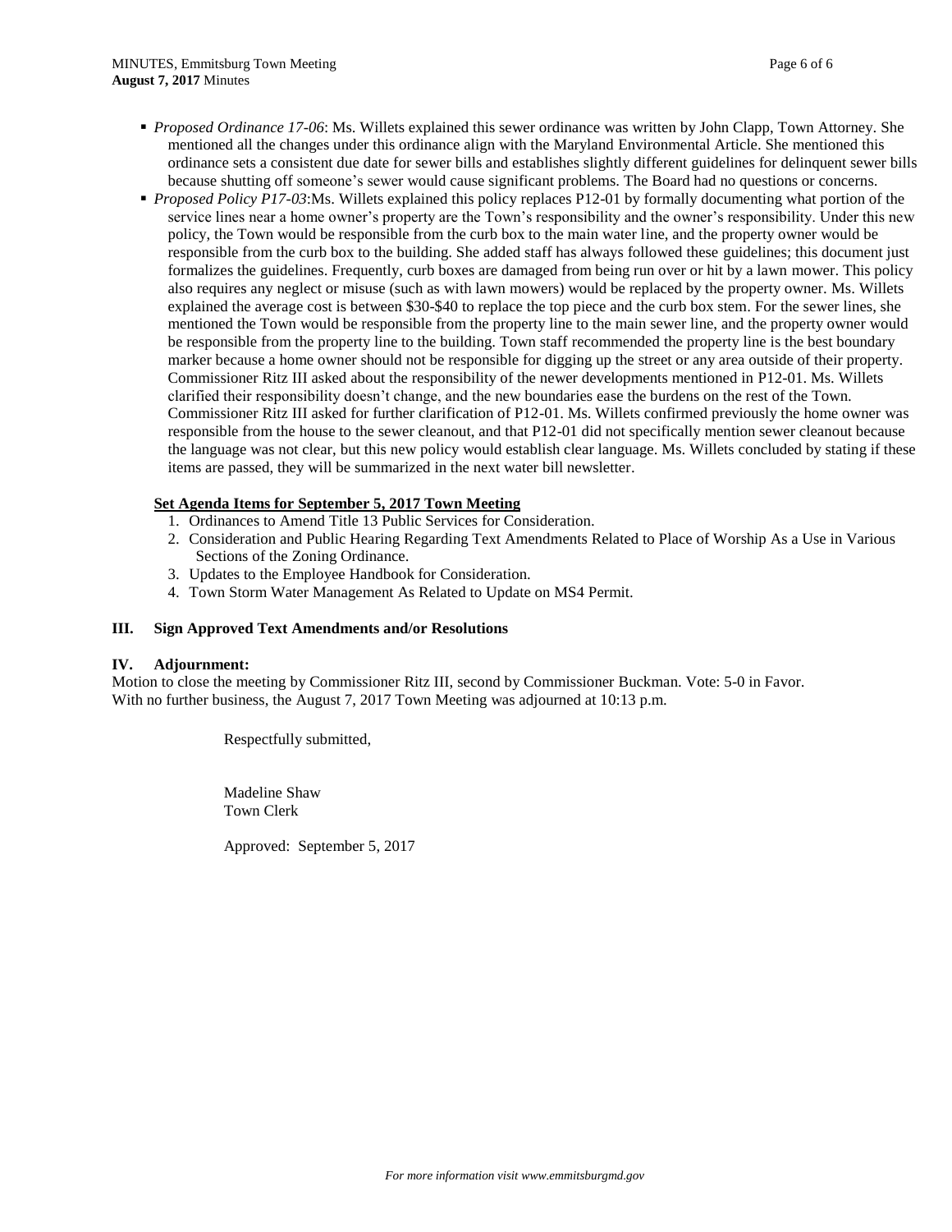- *Proposed Ordinance 17-06*: Ms. Willets explained this sewer ordinance was written by John Clapp, Town Attorney. She mentioned all the changes under this ordinance align with the Maryland Environmental Article. She mentioned this ordinance sets a consistent due date for sewer bills and establishes slightly different guidelines for delinquent sewer bills because shutting off someone's sewer would cause significant problems. The Board had no questions or concerns.
- *Proposed Policy P17-03*:Ms. Willets explained this policy replaces P12-01 by formally documenting what portion of the service lines near a home owner's property are the Town's responsibility and the owner's responsibility. Under this new policy, the Town would be responsible from the curb box to the main water line, and the property owner would be responsible from the curb box to the building. She added staff has always followed these guidelines; this document just formalizes the guidelines. Frequently, curb boxes are damaged from being run over or hit by a lawn mower. This policy also requires any neglect or misuse (such as with lawn mowers) would be replaced by the property owner. Ms. Willets explained the average cost is between $30-$40 to replace the top piece and the curb box stem. For the sewer lines, she mentioned the Town would be responsible from the property line to the main sewer line, and the property owner would be responsible from the property line to the building. Town staff recommended the property line is the best boundary marker because a home owner should not be responsible for digging up the street or any area outside of their property. Commissioner Ritz III asked about the responsibility of the newer developments mentioned in P12-01. Ms. Willets clarified their responsibility doesn't change, and the new boundaries ease the burdens on the rest of the Town. Commissioner Ritz III asked for further clarification of P12-01. Ms. Willets confirmed previously the home owner was responsible from the house to the sewer cleanout, and that P12-01 did not specifically mention sewer cleanout because the language was not clear, but this new policy would establish clear language. Ms. Willets concluded by stating if these items are passed, they will be summarized in the next water bill newsletter.

**Set Agenda Items for September 5, 2017 Town Meeting**

1. Ordinances to Amend Title 13 Public Services for Consideration.
2. Consideration and Public Hearing Regarding Text Amendments Related to Place of Worship As a Use in Various Sections of the Zoning Ordinance.
3. Updates to the Employee Handbook for Consideration.
4. Town Storm Water Management As Related to Update on MS4 Permit.

## III. Sign Approved Text Amendments and/or Resolutions

## IV. Adjournment:

Motion to close the meeting by Commissioner Ritz III, second by Commissioner Buckman. Vote: 5-0 in Favor.
With no further business, the August 7, 2017 Town Meeting was adjourned at 10:13 p.m.

Respectfully submitted,

Madeline Shaw
Town Clerk

Approved: September 5, 2017